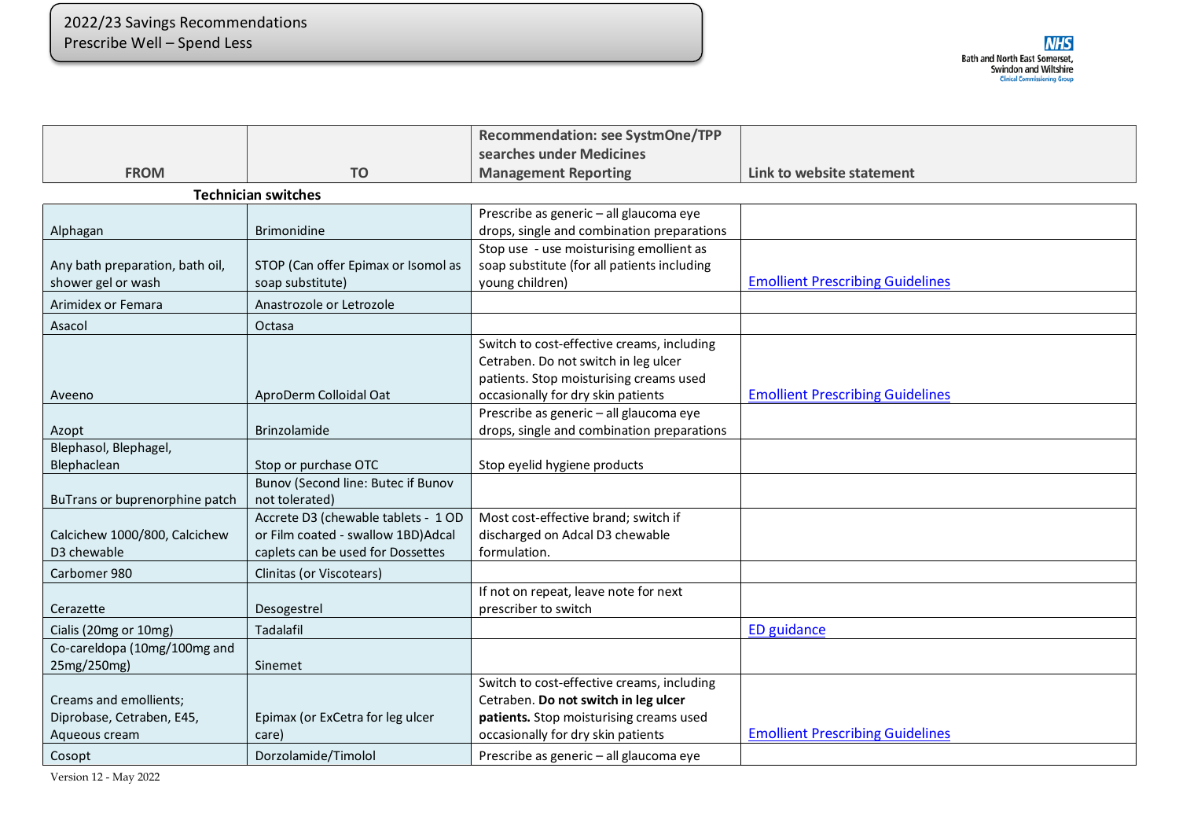2022/23 Savings Recommendations
Prescribe Well – Spend Less

| FROM | TO | Recommendation: see SystmOne/TPP searches under Medicines Management Reporting | Link to website statement |
|---|---|---|---|
| **Technician switches** | | | |
| Alphagan | Brimonidine | Prescribe as generic – all glaucoma eye drops, single and combination preparations | |
| Any bath preparation, bath oil, shower gel or wash | STOP (Can offer Epimax or Isomol as soap substitute) | Stop use - use moisturising emollient as soap substitute (for all patients including young children) | Emollient Prescribing Guidelines |
| Arimidex or Femara | Anastrozole or Letrozole | | |
| Asacol | Octasa | | |
| Aveeno | AproDerm Colloidal Oat | Switch to cost-effective creams, including Cetraben. Do not switch in leg ulcer patients. Stop moisturising creams used occasionally for dry skin patients | Emollient Prescribing Guidelines |
| Azopt | Brinzolamide | Prescribe as generic – all glaucoma eye drops, single and combination preparations | |
| Blephasol, Blephagel, Blephaclean | Stop or purchase OTC | Stop eyelid hygiene products | |
| BuTrans or buprenorphine patch | Bunov (Second line: Butec if Bunov not tolerated) | | |
| Calcichew 1000/800, Calcichew D3 chewable | Accrete D3 (chewable tablets - 1 OD or Film coated - swallow 1BD)Adcal caplets can be used for Dossettes | Most cost-effective brand; switch if discharged on Adcal D3 chewable formulation. | |
| Carbomer 980 | Clinitas (or Viscotears) | | |
| Cerazette | Desogestrel | If not on repeat, leave note for next prescriber to switch | |
| Cialis (20mg or 10mg) | Tadalafil | | ED guidance |
| Co-careldopa (10mg/100mg and 25mg/250mg) | Sinemet | | |
| Creams and emollients; Diprobase, Cetraben, E45, Aqueous cream | Epimax (or ExCetra for leg ulcer care) | Switch to cost-effective creams, including Cetraben. **Do not switch in leg ulcer patients.** Stop moisturising creams used occasionally for dry skin patients | Emollient Prescribing Guidelines |
| Cosopt | Dorzolamide/Timolol | Prescribe as generic – all glaucoma eye | |

Version 12 - May 2022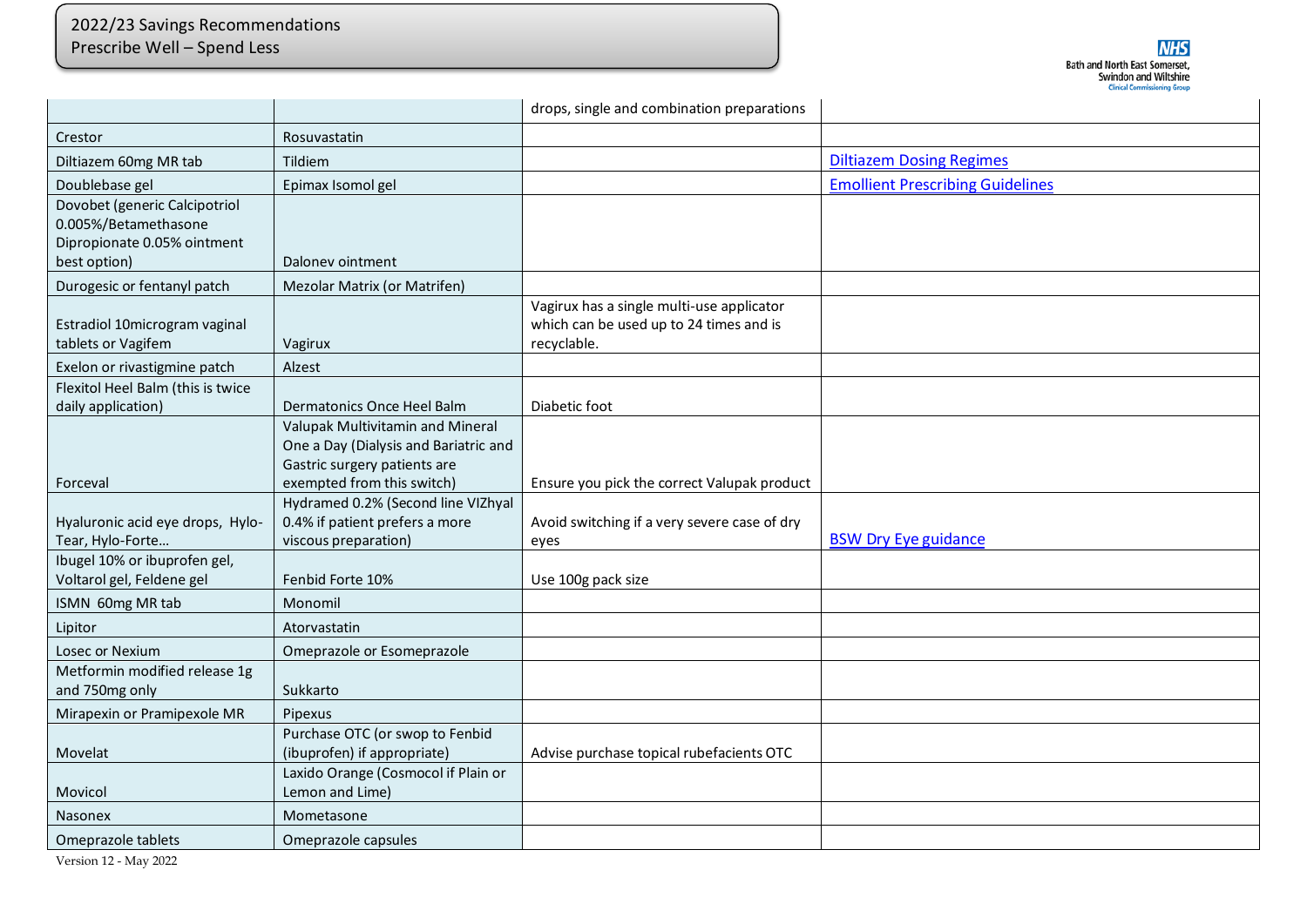| | | | |
|---|---|---|---|
| | | drops, single and combination preparations | |
| Crestor | Rosuvastatin | | |
| Diltiazem 60mg MR tab | Tildiem | | Diltiazem Dosing Regimes |
| Doublebase gel | Epimax Isomol gel | | Emollient Prescribing Guidelines |
| Dovobet (generic Calcipotriol 0.005%/Betamethasone Dipropionate 0.05% ointment best option) | Dalonev ointment | | |
| Durogesic or fentanyl patch | Mezolar Matrix (or Matrifen) | | |
| Estradiol 10microgram vaginal tablets or Vagifem | Vagirux | Vagirux has a single multi-use applicator which can be used up to 24 times and is recyclable. | |
| Exelon or rivastigmine patch | Alzest | | |
| Flexitol Heel Balm (this is twice daily application) | Dermatonics Once Heel Balm | Diabetic foot | |
| Forceval | Valupak Multivitamin and Mineral One a Day (Dialysis and Bariatric and Gastric surgery patients are exempted from this switch) | Ensure you pick the correct Valupak product | |
| Hyaluronic acid eye drops, Hylo-Tear, Hylo-Forte… | Hydramed 0.2% (Second line VIZhyal 0.4% if patient prefers a more viscous preparation) | Avoid switching if a very severe case of dry eyes | BSW Dry Eye guidance |
| Ibugel 10% or ibuprofen gel, Voltarol gel, Feldene gel | Fenbid Forte 10% | Use 100g pack size | |
| ISMN 60mg MR tab | Monomil | | |
| Lipitor | Atorvastatin | | |
| Losec or Nexium | Omeprazole or Esomeprazole | | |
| Metformin modified release 1g and 750mg only | Sukkarto | | |
| Mirapexin or Pramipexole MR | Pipexus | | |
| Movelat | Purchase OTC (or swop to Fenbid (ibuprofen) if appropriate) | Advise purchase topical rubefacients OTC | |
| Movicol | Laxido Orange (Cosmocol if Plain or Lemon and Lime) | | |
| Nasonex | Mometasone | | |
| Omeprazole tablets | Omeprazole capsules | | |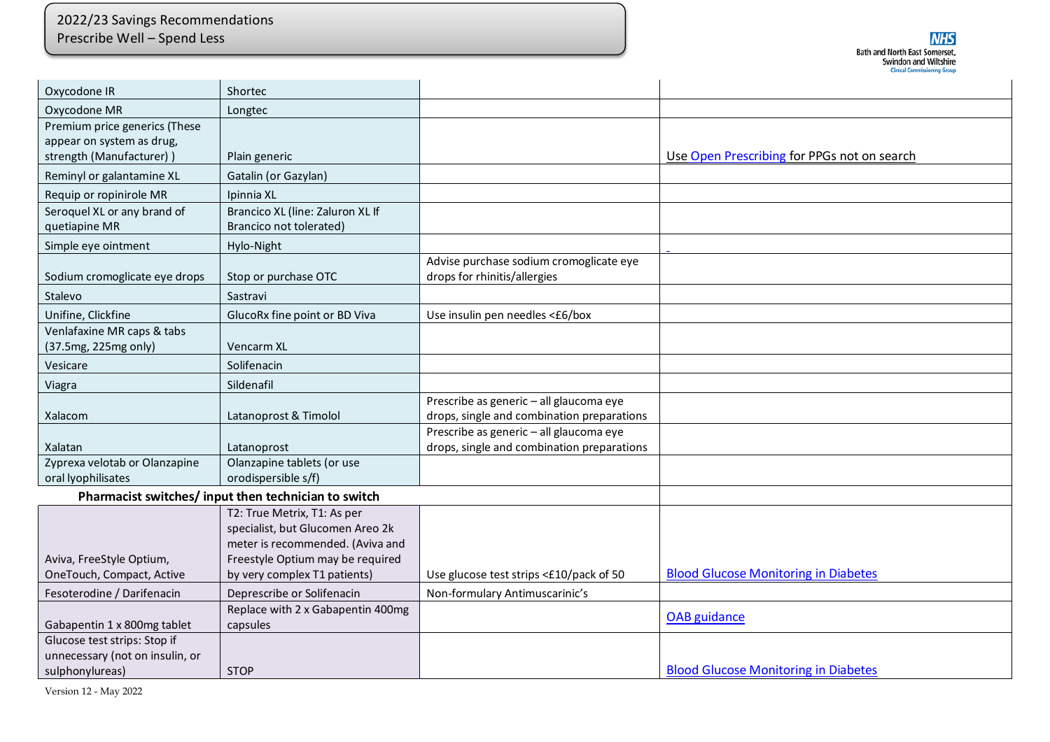| | | | |
|---|---|---|---|
| Oxycodone IR | Shortec | | |
| Oxycodone MR | Longtec | | |
| Premium price generics (These appear on system as drug, strength (Manufacturer) ) | Plain generic | | Use Open Prescribing for PPGs not on search |
| Reminyl or galantamine XL | Gatalin (or Gazylan) | | |
| Requip or ropinirole MR | Ipinnia XL | | |
| Seroquel XL or any brand of quetiapine MR | Brancico XL (line: Zaluron XL If Brancico not tolerated) | | |
| Simple eye ointment | Hylo-Night | | |
| Sodium cromoglicate eye drops | Stop or purchase OTC | Advise purchase sodium cromoglicate eye drops for rhinitis/allergies | |
| Stalevo | Sastravi | | |
| Unifine, Clickfine | GlucoRx fine point or BD Viva | Use insulin pen needles <£6/box | |
| Venlafaxine MR caps & tabs (37.5mg, 225mg only) | Vencarm XL | | |
| Vesicare | Solifenacin | | |
| Viagra | Sildenafil | | |
| Xalacom | Latanoprost & Timolol | Prescribe as generic – all glaucoma eye drops, single and combination preparations | |
| Xalatan | Latanoprost | Prescribe as generic – all glaucoma eye drops, single and combination preparations | |
| Zyprexa velotab or Olanzapine oral lyophilisates | Olanzapine tablets (or use orodispersible s/f) | | |
| **Pharmacist switches/ input then technician to switch** | | | |
| Aviva, FreeStyle Optium, OneTouch, Compact, Active | T2: True Metrix, T1: As per specialist, but Glucomen Areo 2k meter is recommended. (Aviva and Freestyle Optium may be required by very complex T1 patients) | Use glucose test strips <£10/pack of 50 | Blood Glucose Monitoring in Diabetes |
| Fesoterodine / Darifenacin | Deprescribe or Solifenacin | Non-formulary Antimuscarinic's | |
| Gabapentin 1 x 800mg tablet | Replace with 2 x Gabapentin 400mg capsules | | OAB guidance |
| Glucose test strips: Stop if unnecessary (not on insulin, or sulphonylureas) | STOP | | Blood Glucose Monitoring in Diabetes |

Version 12 - May 2022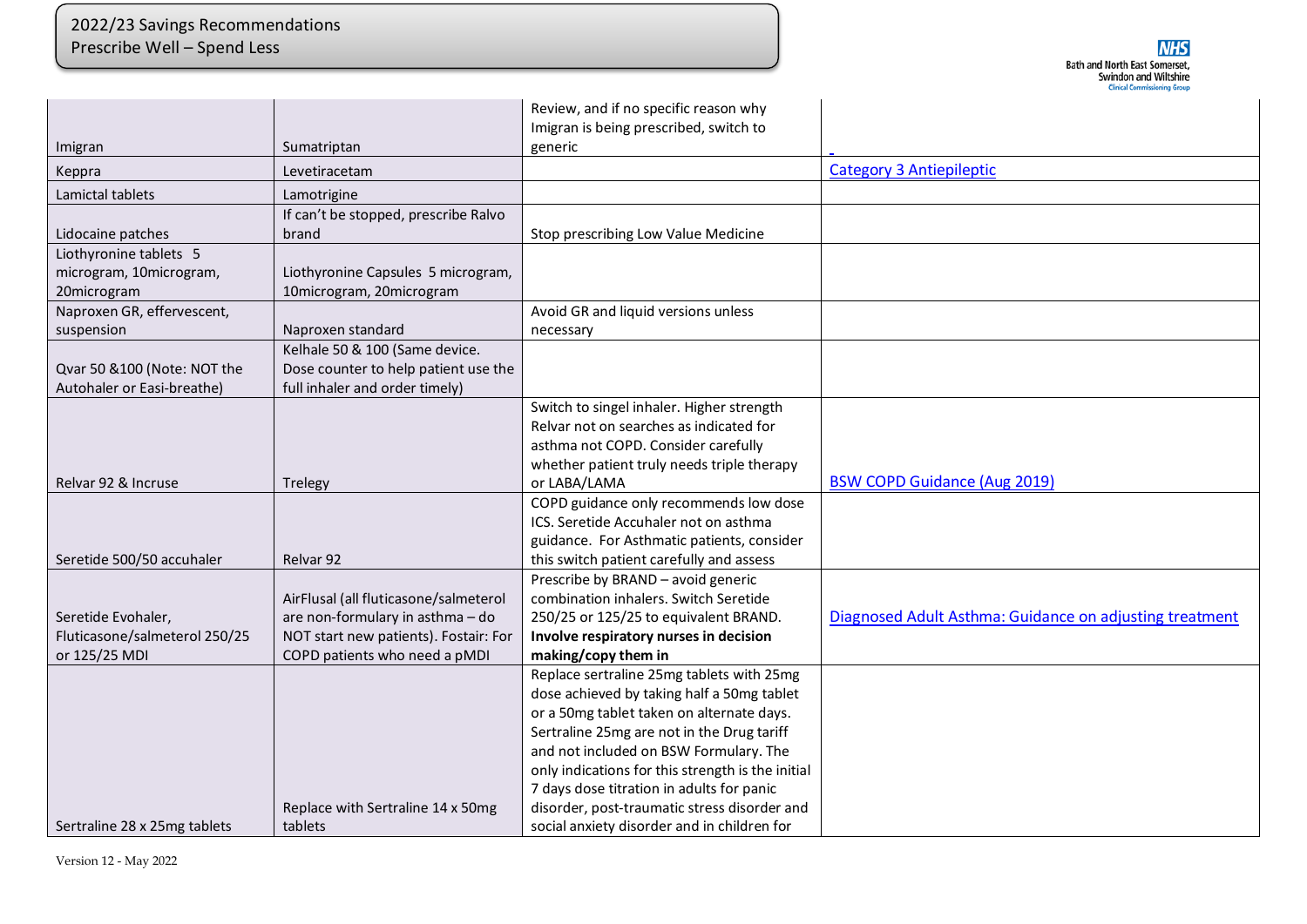| | | | |
|---|---|---|---|
| Imigran | Sumatriptan | Review, and if no specific reason why Imigran is being prescribed, switch to generic | |
| Keppra | Levetiracetam | | Category 3 Antiepileptic |
| Lamictal tablets | Lamotrigine | | |
| Lidocaine patches | If can't be stopped, prescribe Ralvo brand | Stop prescribing Low Value Medicine | |
| Liothyronine tablets 5 microgram, 10microgram, 20microgram | Liothyronine Capsules 5 microgram, 10microgram, 20microgram | | |
| Naproxen GR, effervescent, suspension | Naproxen standard | Avoid GR and liquid versions unless necessary | |
| Qvar 50 &100 (Note: NOT the Autohaler or Easi-breathe) | Kelhale 50 & 100 (Same device. Dose counter to help patient use the full inhaler and order timely) | | |
| Relvar 92 & Incruse | Trelegy | Switch to singel inhaler. Higher strength Relvar not on searches as indicated for asthma not COPD. Consider carefully whether patient truly needs triple therapy or LABA/LAMA | BSW COPD Guidance (Aug 2019) |
| Seretide 500/50 accuhaler | Relvar 92 | COPD guidance only recommends low dose ICS. Seretide Accuhaler not on asthma guidance. For Asthmatic patients, consider this switch patient carefully and assess | |
| Seretide Evohaler, Fluticasone/salmeterol 250/25 or 125/25 MDI | AirFlusal (all fluticasone/salmeterol are non-formulary in asthma – do NOT start new patients). Fostair: For COPD patients who need a pMDI | Prescribe by BRAND – avoid generic combination inhalers. Switch Seretide 250/25 or 125/25 to equivalent BRAND. **Involve respiratory nurses in decision making/copy them in** | Diagnosed Adult Asthma: Guidance on adjusting treatment |
| Sertraline 28 x 25mg tablets | Replace with Sertraline 14 x 50mg tablets | Replace sertraline 25mg tablets with 25mg dose achieved by taking half a 50mg tablet or a 50mg tablet taken on alternate days. Sertraline 25mg are not in the Drug tariff and not included on BSW Formulary. The only indications for this strength is the initial 7 days dose titration in adults for panic disorder, post-traumatic stress disorder and social anxiety disorder and in children for | |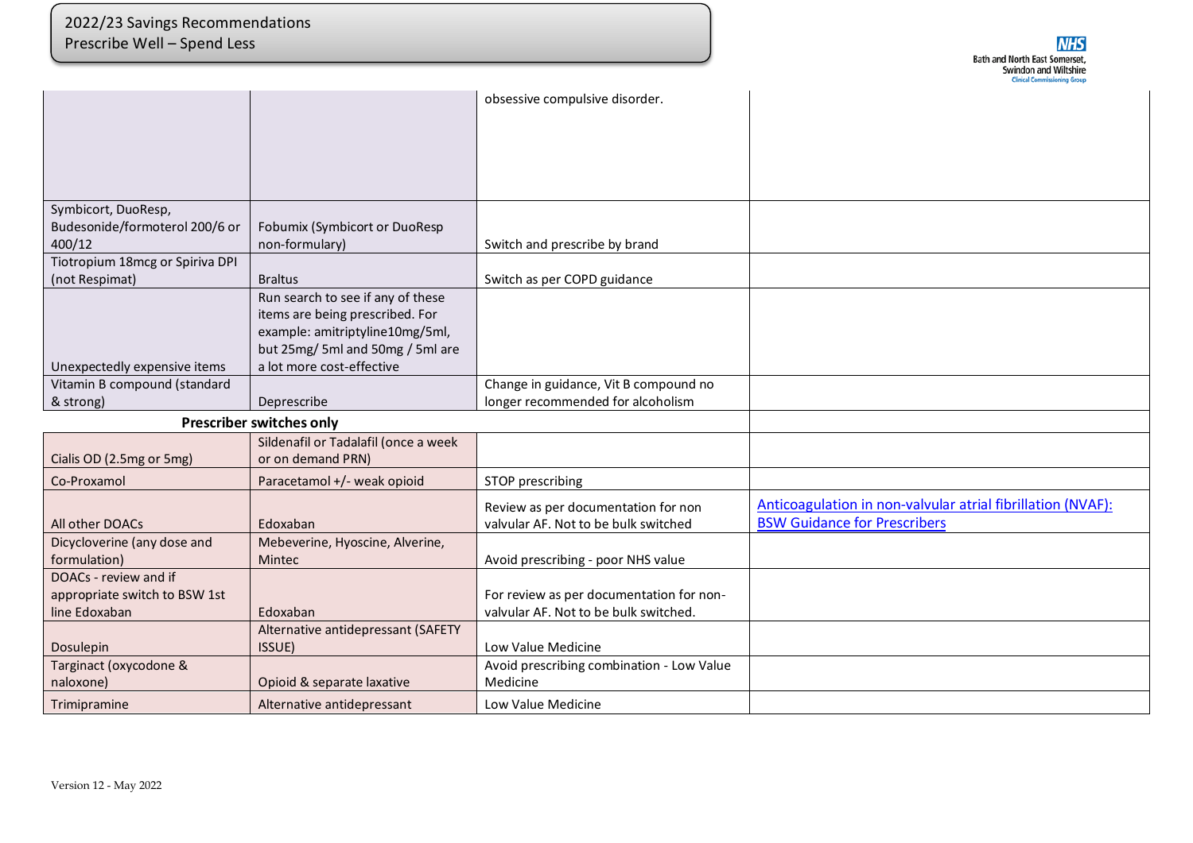| | | | |
|---|---|---|---|
| | | obsessive compulsive disorder. | |
| Symbicort, DuoResp, Budesonide/formoterol 200/6 or 400/12 | Fobumix (Symbicort or DuoResp non-formulary) | Switch and prescribe by brand | |
| Tiotropium 18mcg or Spiriva DPI (not Respimat) | Braltus | Switch as per COPD guidance | |
| Unexpectedly expensive items | Run search to see if any of these items are being prescribed. For example: amitriptyline10mg/5ml, but 25mg/ 5ml and 50mg / 5ml are a lot more cost-effective | | |
| Vitamin B compound (standard & strong) | Deprescribe | Change in guidance, Vit B compound no longer recommended for alcoholism | |
| **Prescriber switches only** | | | |
| Cialis OD (2.5mg or 5mg) | Sildenafil or Tadalafil (once a week or on demand PRN) | | |
| Co-Proxamol | Paracetamol +/- weak opioid | STOP prescribing | |
| All other DOACs | Edoxaban | Review as per documentation for non valvular AF. Not to be bulk switched | Anticoagulation in non-valvular atrial fibrillation (NVAF): BSW Guidance for Prescribers |
| Dicycloverine (any dose and formulation) | Mebeverine, Hyoscine, Alverine, Mintec | Avoid prescribing - poor NHS value | |
| DOACs - review and if appropriate switch to BSW 1st line Edoxaban | Edoxaban | For review as per documentation for non-valvular AF. Not to be bulk switched. | |
| Dosulepin | Alternative antidepressant (SAFETY ISSUE) | Low Value Medicine | |
| Targinact (oxycodone & naloxone) | Opioid & separate laxative | Avoid prescribing combination - Low Value Medicine | |
| Trimipramine | Alternative antidepressant | Low Value Medicine | |